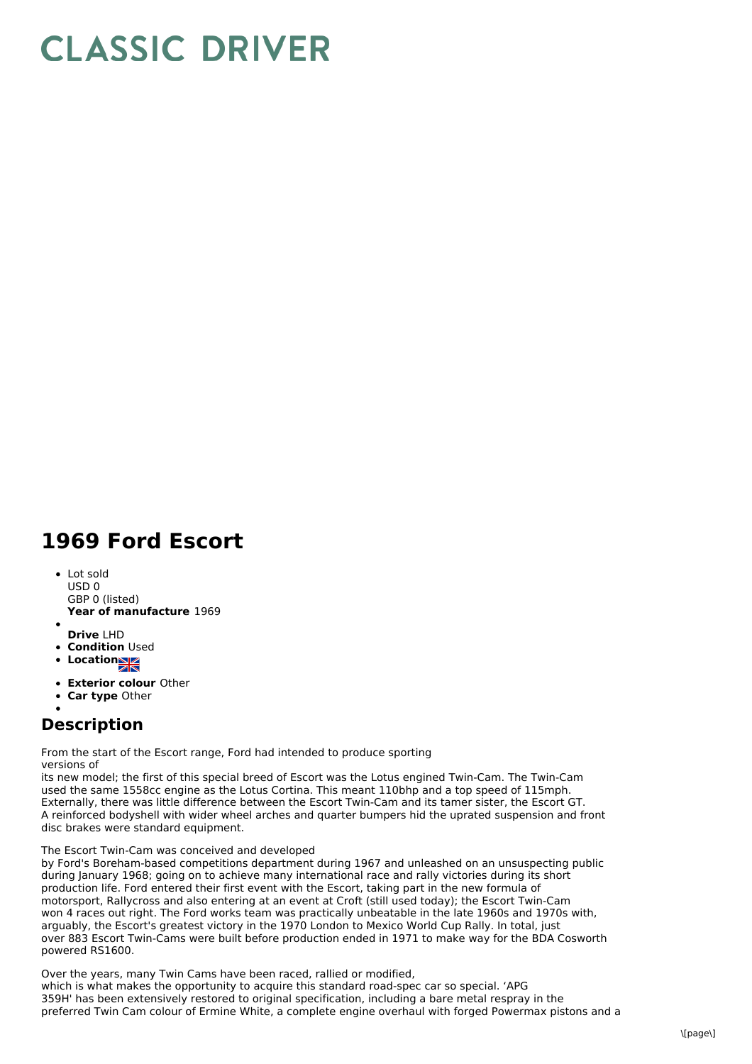# CLASSIC DRIVER

# 1969 Ford Escort

- Lot sold
  USD 0
  GBP 0 (listed)
  **Year of manufacture** 1969
- 
  **Drive** LHD
- **Condition** Used
- **Location**
- **Exterior colour** Other
- **Car type** Other
- 

## Description

From the start of the Escort range, Ford had intended to produce sporting versions of its new model; the first of this special breed of Escort was the Lotus engined Twin-Cam. The Twin-Cam used the same 1558cc engine as the Lotus Cortina. This meant 110bhp and a top speed of 115mph. Externally, there was little difference between the Escort Twin-Cam and its tamer sister, the Escort GT. A reinforced bodyshell with wider wheel arches and quarter bumpers hid the uprated suspension and front disc brakes were standard equipment.

The Escort Twin-Cam was conceived and developed by Ford's Boreham-based competitions department during 1967 and unleashed on an unsuspecting public during January 1968; going on to achieve many international race and rally victories during its short production life. Ford entered their first event with the Escort, taking part in the new formula of motorsport, Rallycross and also entering at an event at Croft (still used today); the Escort Twin-Cam won 4 races out right. The Ford works team was practically unbeatable in the late 1960s and 1970s with, arguably, the Escort's greatest victory in the 1970 London to Mexico World Cup Rally. In total, just over 883 Escort Twin-Cams were built before production ended in 1971 to make way for the BDA Cosworth powered RS1600.

Over the years, many Twin Cams have been raced, rallied or modified, which is what makes the opportunity to acquire this standard road-spec car so special. 'APG 359H' has been extensively restored to original specification, including a bare metal respray in the preferred Twin Cam colour of Ermine White, a complete engine overhaul with forged Powermax pistons and a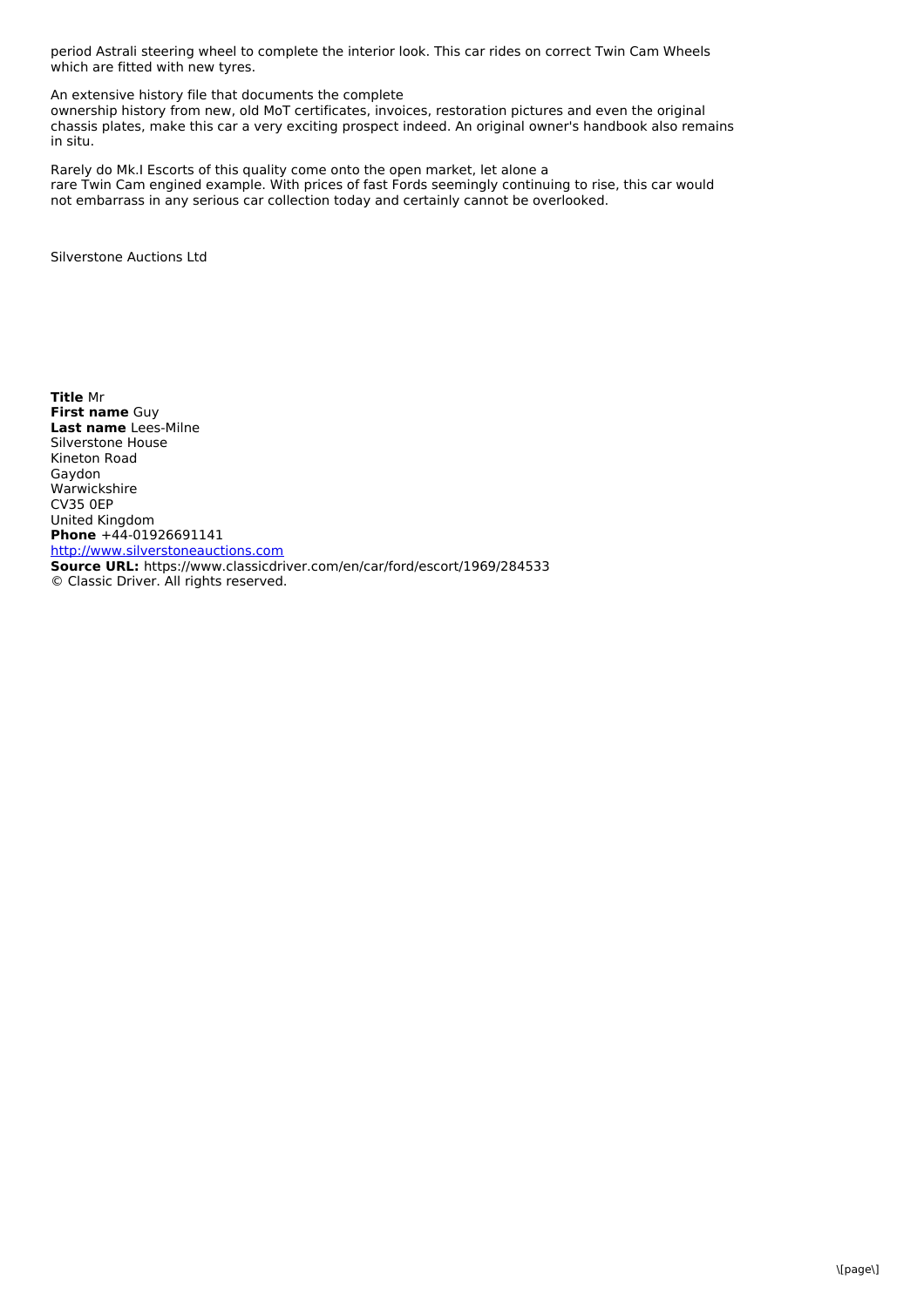period Astrali steering wheel to complete the interior look. This car rides on correct Twin Cam Wheels which are fitted with new tyres.

An extensive history file that documents the complete
ownership history from new, old MoT certificates, invoices, restoration pictures and even the original chassis plates, make this car a very exciting prospect indeed. An original owner's handbook also remains in situ.

Rarely do Mk.I Escorts of this quality come onto the open market, let alone a
rare Twin Cam engined example. With prices of fast Fords seemingly continuing to rise, this car would not embarrass in any serious car collection today and certainly cannot be overlooked.

Silverstone Auctions Ltd

**Title** Mr
**First name** Guy
**Last name** Lees-Milne
Silverstone House
Kineton Road
Gaydon
Warwickshire
CV35 0EP
United Kingdom
**Phone** +44-01926691141
[http://www.silverstoneauctions.com](http://www.silverstoneauctions.com)
**Source URL:** https://www.classicdriver.com/en/car/ford/escort/1969/284533
© Classic Driver. All rights reserved.